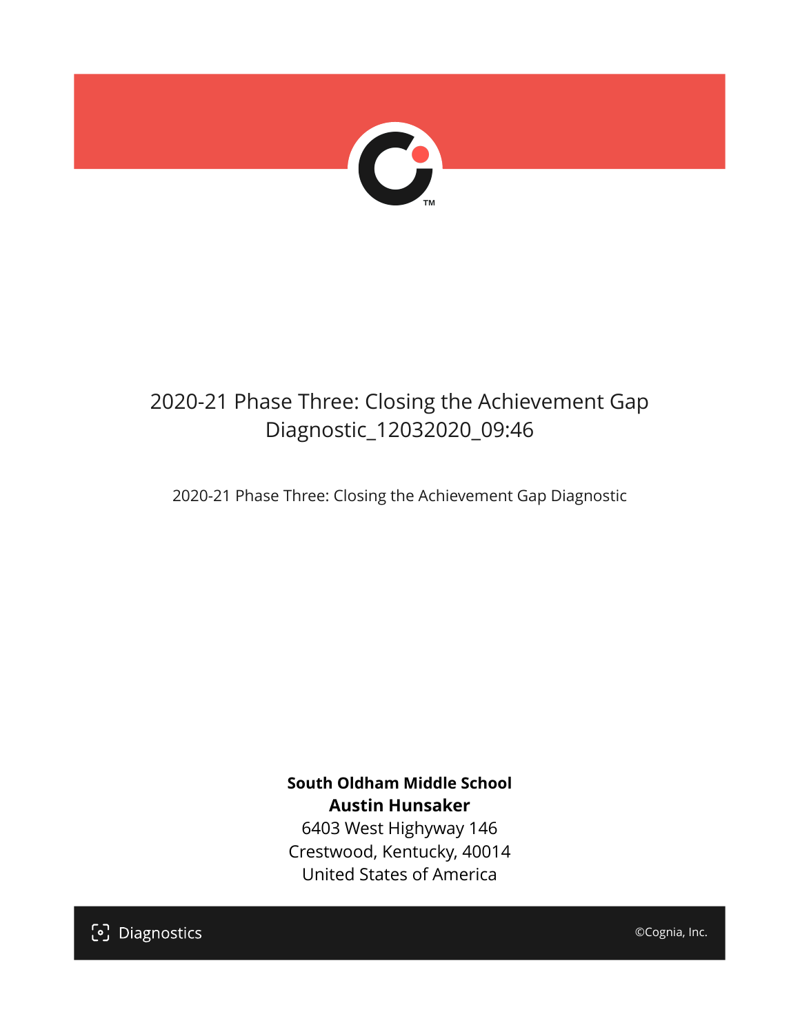# 2020-21 Phase Three: Closing the Achievement Gap Diagnostic_12032020_09:46

2020-21 Phase Three: Closing the Achievement Gap Diagnostic

**South Oldham Middle School**
**Austin Hunsaker**
6403 West Highyway 146
Crestwood, Kentucky, 40014
United States of America

Diagnostics

©Cognia, Inc.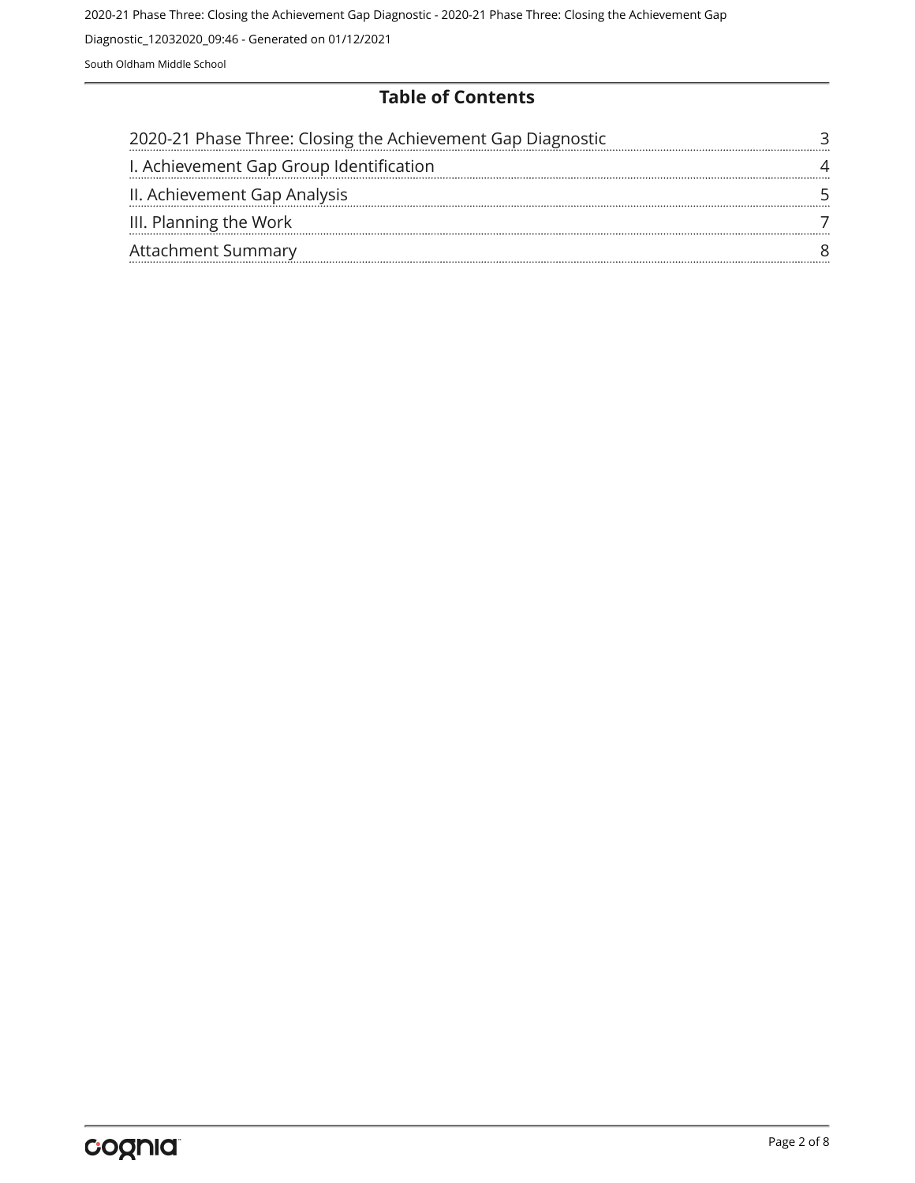## Table of Contents

| | |
|---|---|
| 2020-21 Phase Three: Closing the Achievement Gap Diagnostic | 3 |
| I. Achievement Gap Group Identification | 4 |
| II. Achievement Gap Analysis | 5 |
| III. Planning the Work | 7 |
| Attachment Summary | 8 |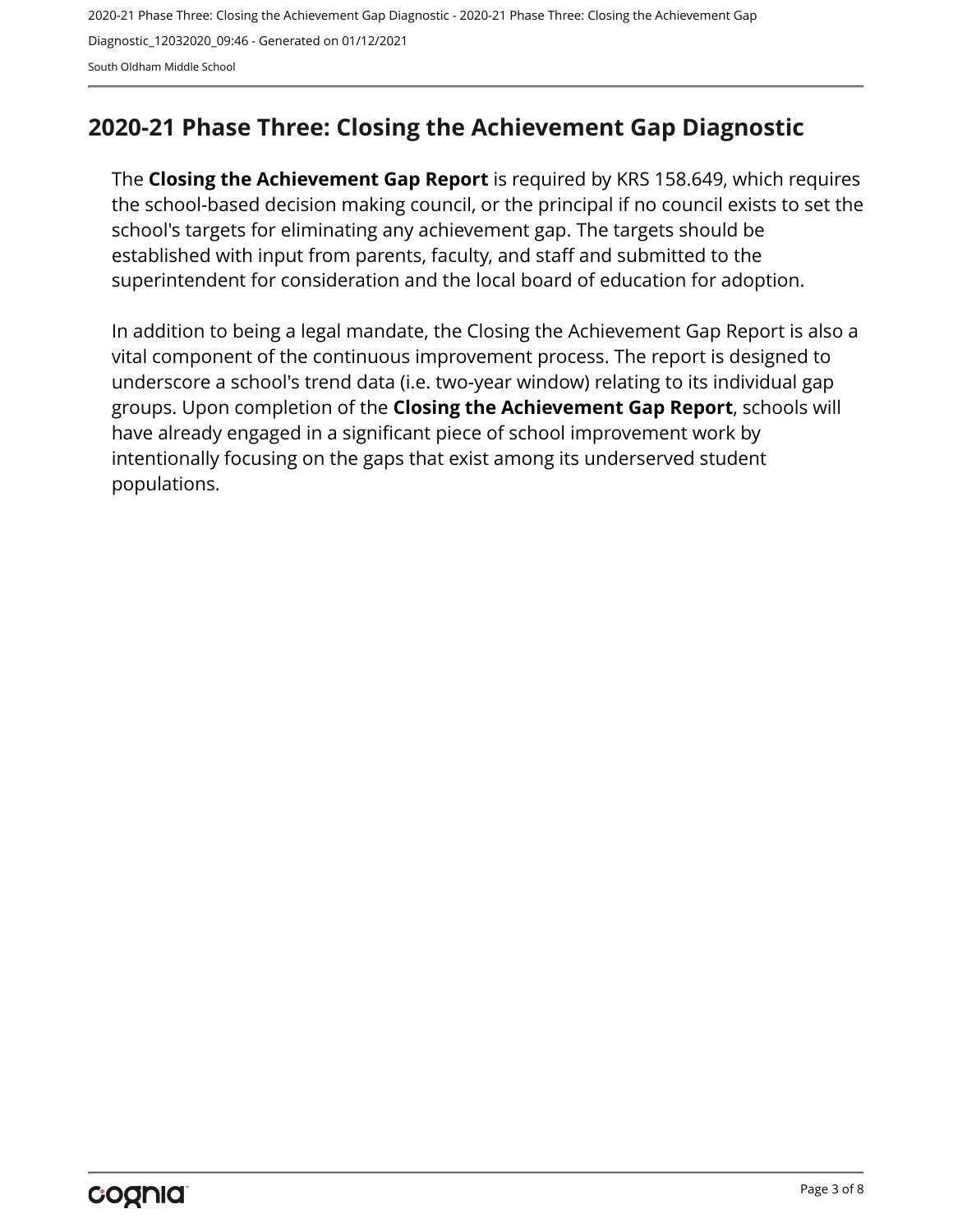# 2020-21 Phase Three: Closing the Achievement Gap Diagnostic

The **Closing the Achievement Gap Report** is required by KRS 158.649, which requires the school-based decision making council, or the principal if no council exists to set the school's targets for eliminating any achievement gap. The targets should be established with input from parents, faculty, and staff and submitted to the superintendent for consideration and the local board of education for adoption.

In addition to being a legal mandate, the Closing the Achievement Gap Report is also a vital component of the continuous improvement process. The report is designed to underscore a school's trend data (i.e. two-year window) relating to its individual gap groups. Upon completion of the **Closing the Achievement Gap Report**, schools will have already engaged in a significant piece of school improvement work by intentionally focusing on the gaps that exist among its underserved student populations.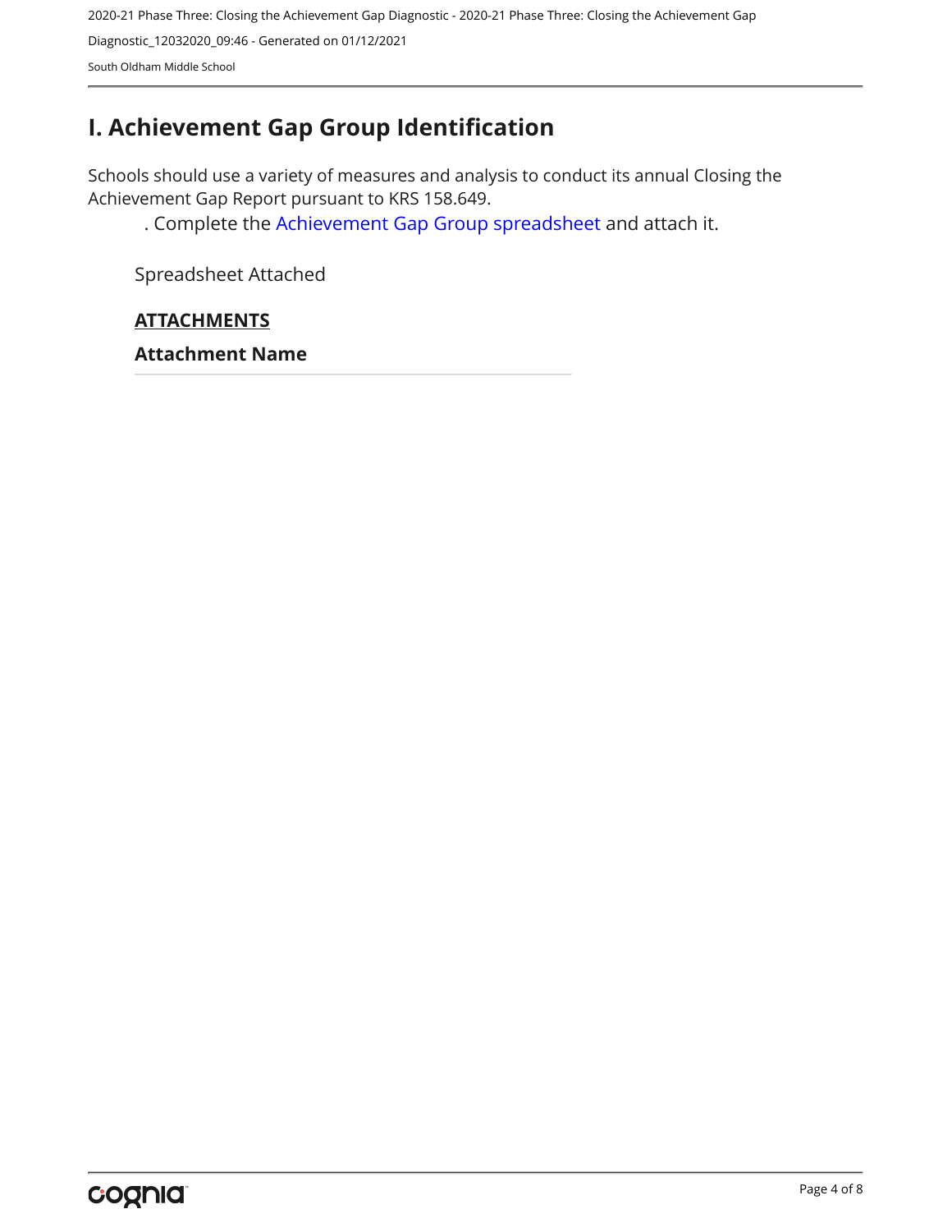# I. Achievement Gap Group Identification

Schools should use a variety of measures and analysis to conduct its annual Closing the Achievement Gap Report pursuant to KRS 158.649.

. Complete the Achievement Gap Group spreadsheet and attach it.

Spreadsheet Attached

**ATTACHMENTS**

**Attachment Name**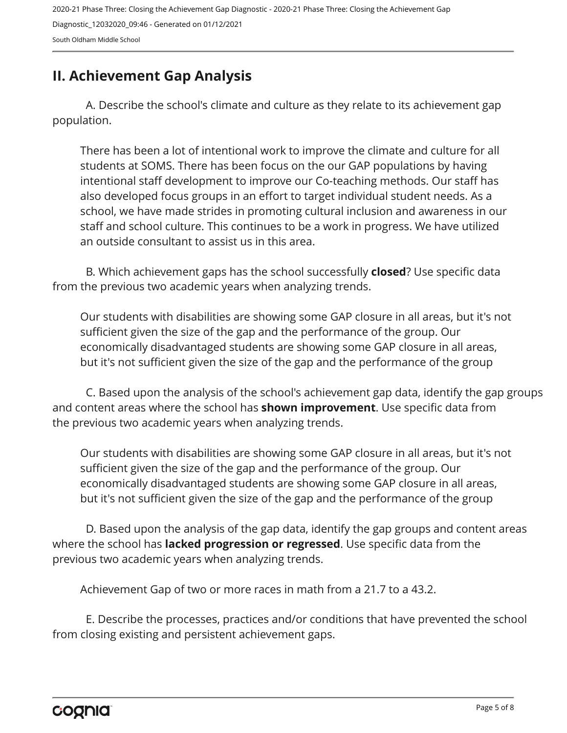## II. Achievement Gap Analysis

A. Describe the school's climate and culture as they relate to its achievement gap population.

There has been a lot of intentional work to improve the climate and culture for all students at SOMS. There has been focus on the our GAP populations by having intentional staff development to improve our Co-teaching methods. Our staff has also developed focus groups in an effort to target individual student needs. As a school, we have made strides in promoting cultural inclusion and awareness in our staff and school culture. This continues to be a work in progress. We have utilized an outside consultant to assist us in this area.

B. Which achievement gaps has the school successfully **closed**? Use specific data from the previous two academic years when analyzing trends.

Our students with disabilities are showing some GAP closure in all areas, but it's not sufficient given the size of the gap and the performance of the group. Our economically disadvantaged students are showing some GAP closure in all areas, but it's not sufficient given the size of the gap and the performance of the group

C. Based upon the analysis of the school's achievement gap data, identify the gap groups and content areas where the school has **shown improvement**. Use specific data from the previous two academic years when analyzing trends.

Our students with disabilities are showing some GAP closure in all areas, but it's not sufficient given the size of the gap and the performance of the group. Our economically disadvantaged students are showing some GAP closure in all areas, but it's not sufficient given the size of the gap and the performance of the group

D. Based upon the analysis of the gap data, identify the gap groups and content areas where the school has **lacked progression or regressed**. Use specific data from the previous two academic years when analyzing trends.

Achievement Gap of two or more races in math from a 21.7 to a 43.2.

E. Describe the processes, practices and/or conditions that have prevented the school from closing existing and persistent achievement gaps.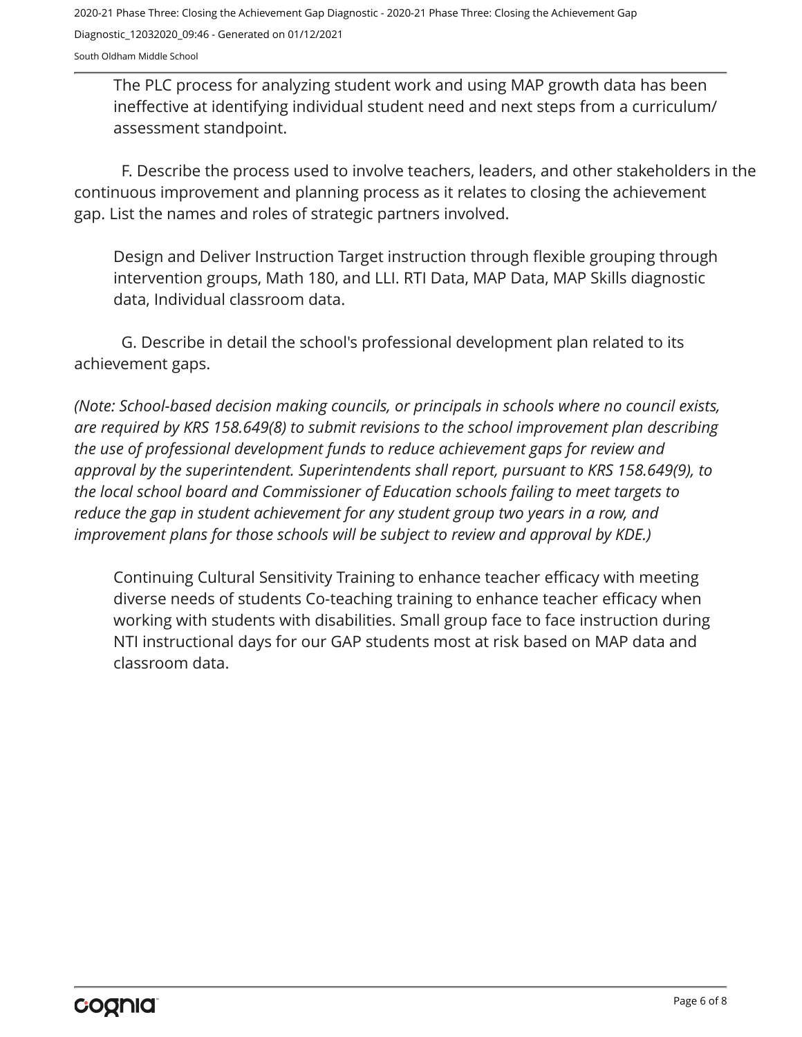The PLC process for analyzing student work and using MAP growth data has been ineffective at identifying individual student need and next steps from a curriculum/ assessment standpoint.

F. Describe the process used to involve teachers, leaders, and other stakeholders in the continuous improvement and planning process as it relates to closing the achievement gap. List the names and roles of strategic partners involved.

Design and Deliver Instruction Target instruction through flexible grouping through intervention groups, Math 180, and LLI. RTI Data, MAP Data, MAP Skills diagnostic data, Individual classroom data.

G. Describe in detail the school's professional development plan related to its achievement gaps.

*(Note: School-based decision making councils, or principals in schools where no council exists, are required by KRS 158.649(8) to submit revisions to the school improvement plan describing the use of professional development funds to reduce achievement gaps for review and approval by the superintendent. Superintendents shall report, pursuant to KRS 158.649(9), to the local school board and Commissioner of Education schools failing to meet targets to reduce the gap in student achievement for any student group two years in a row, and improvement plans for those schools will be subject to review and approval by KDE.)*

Continuing Cultural Sensitivity Training to enhance teacher efficacy with meeting diverse needs of students Co-teaching training to enhance teacher efficacy when working with students with disabilities. Small group face to face instruction during NTI instructional days for our GAP students most at risk based on MAP data and classroom data.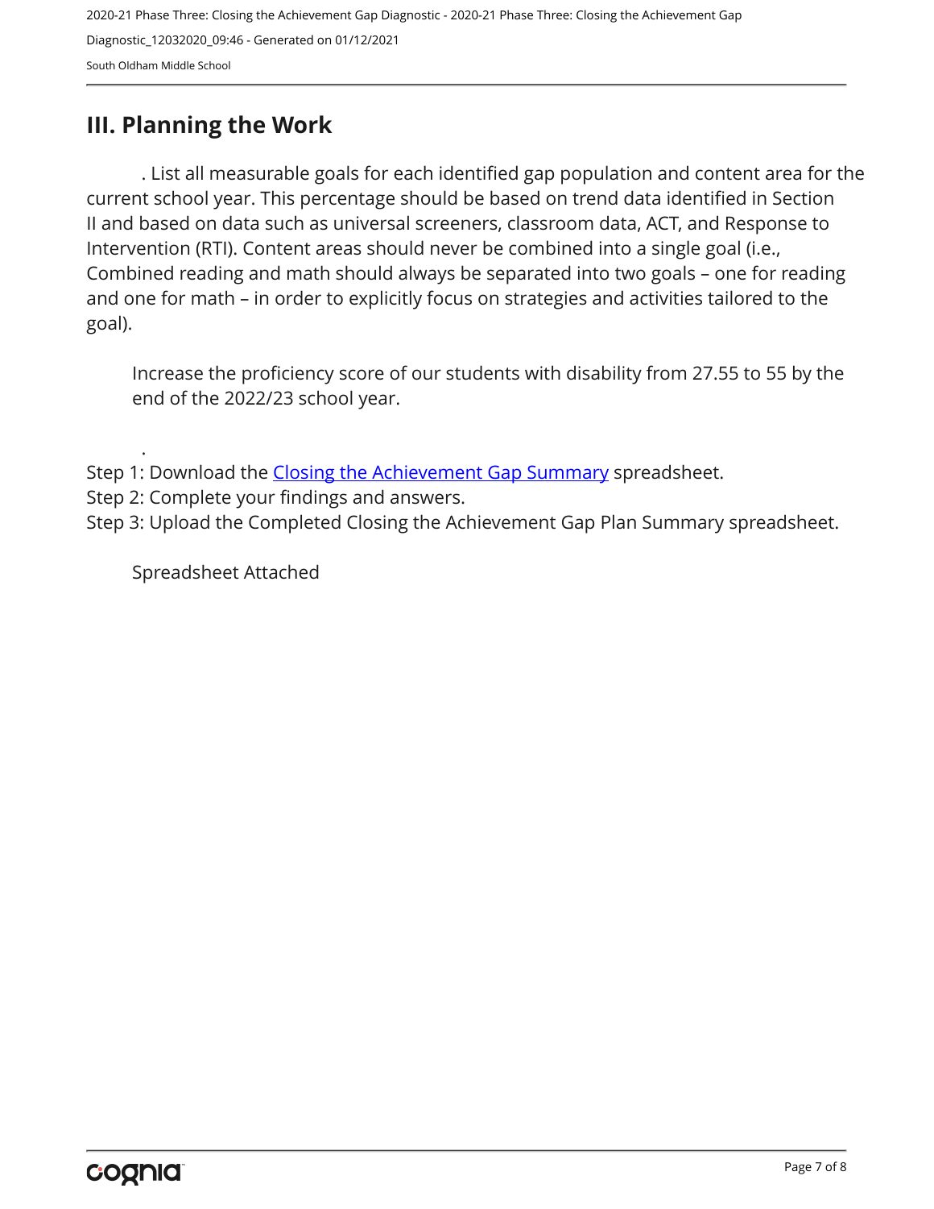## III. Planning the Work

. List all measurable goals for each identified gap population and content area for the current school year. This percentage should be based on trend data identified in Section II and based on data such as universal screeners, classroom data, ACT, and Response to Intervention (RTI). Content areas should never be combined into a single goal (i.e., Combined reading and math should always be separated into two goals – one for reading and one for math – in order to explicitly focus on strategies and activities tailored to the goal).

Increase the proficiency score of our students with disability from 27.55 to 55 by the end of the 2022/23 school year.

.

Step 1: Download the [Closing the Achievement Gap Summary] spreadsheet.
Step 2: Complete your findings and answers.
Step 3: Upload the Completed Closing the Achievement Gap Plan Summary spreadsheet.

Spreadsheet Attached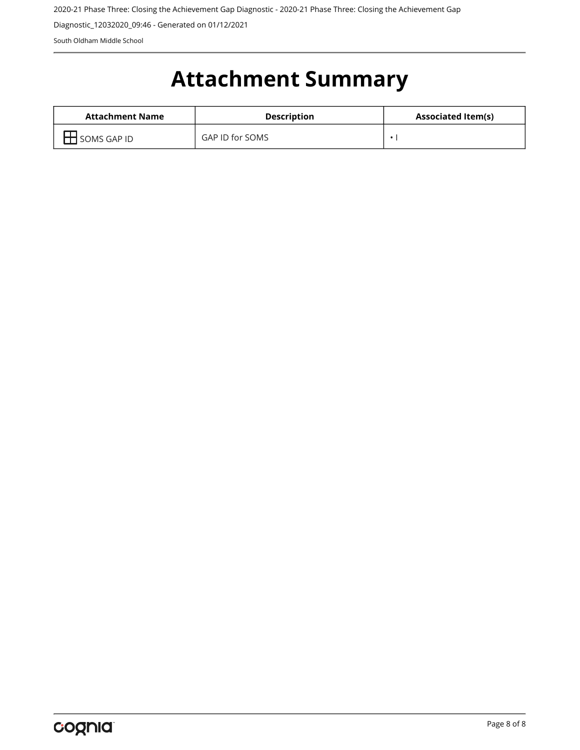# Attachment Summary

| Attachment Name | Description | Associated Item(s) |
| --- | --- | --- |
| SOMS GAP ID | GAP ID for SOMS | • I |